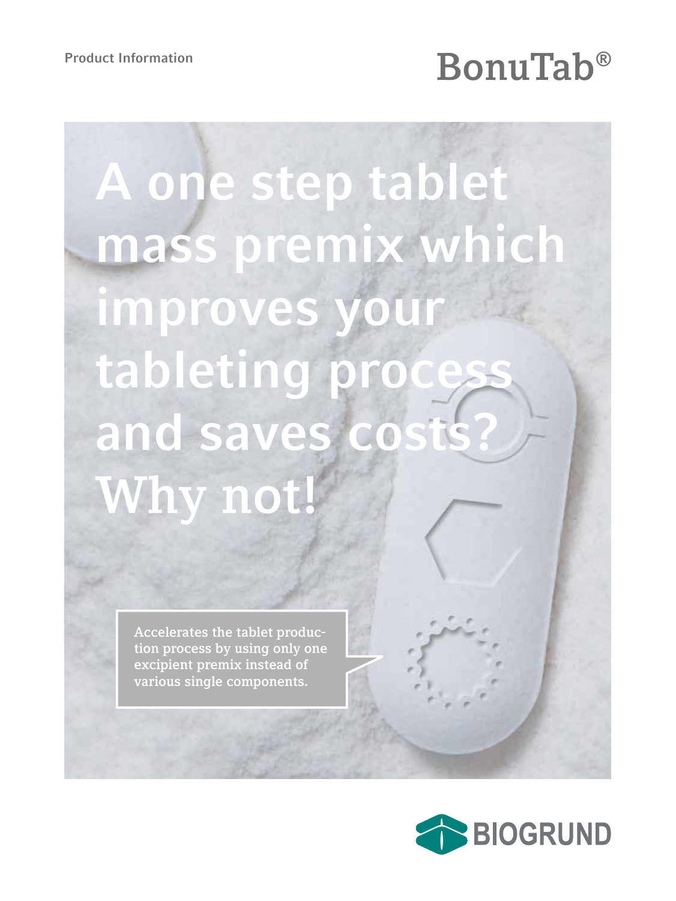Product Information

# BonuTab®

# A one step tablet mass premix which improves your tableting process and saves costs? Why not!

Accelerates the tablet production process by using only one excipient premix instead of various single components.

BIOGRUND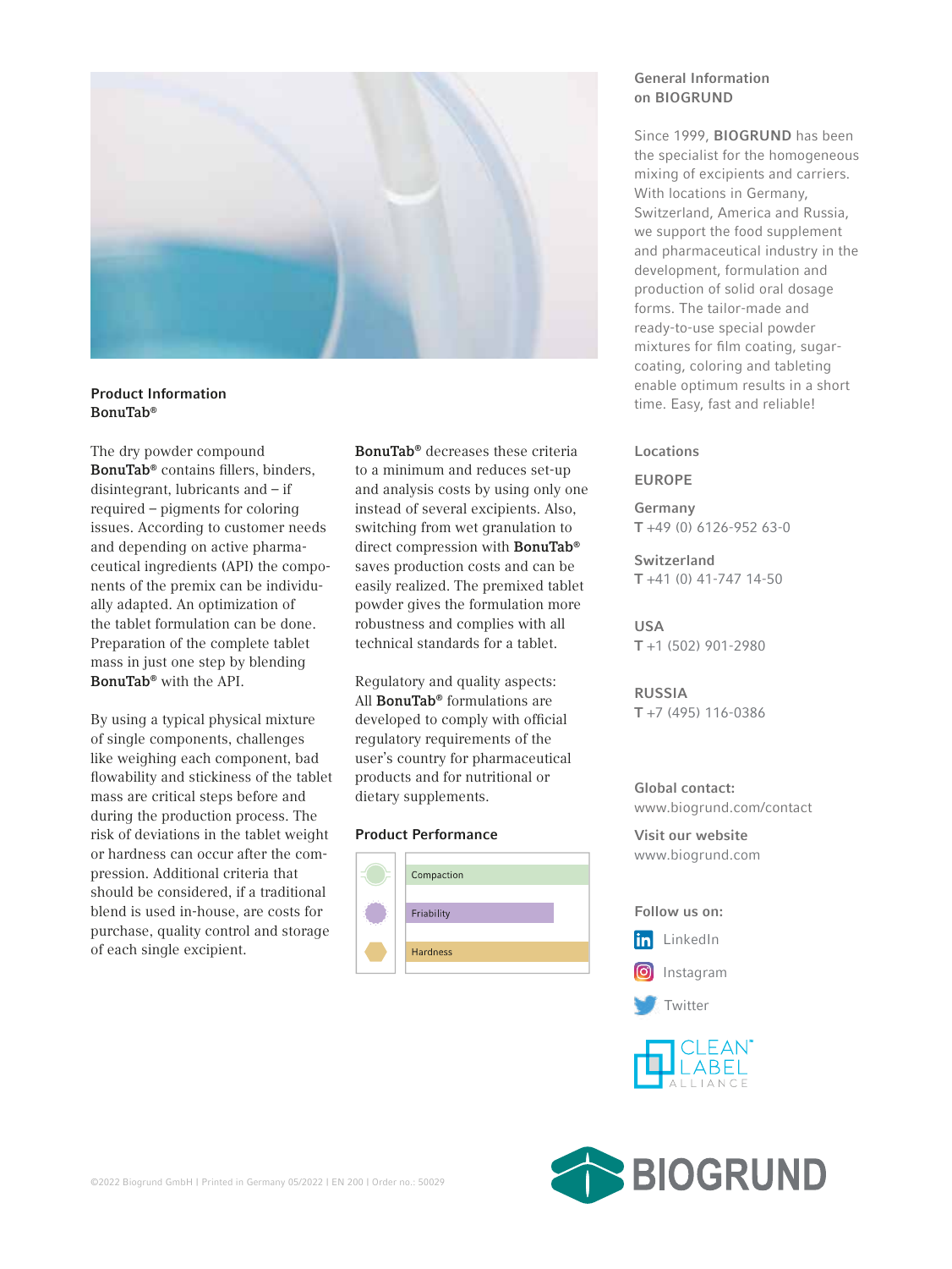## Product Information BonuTab®

The dry powder compound **BonuTab®** contains fillers, binders, disintegrant, lubricants and – if required – pigments for coloring issues. According to customer needs and depending on active pharmaceutical ingredients (API) the components of the premix can be individually adapted. An optimization of the tablet formulation can be done. Preparation of the complete tablet mass in just one step by blending **BonuTab®** with the API.

By using a typical physical mixture of single components, challenges like weighing each component, bad flowability and stickiness of the tablet mass are critical steps before and during the production process. The risk of deviations in the tablet weight or hardness can occur after the compression. Additional criteria that should be considered, if a traditional blend is used in-house, are costs for purchase, quality control and storage of each single excipient.

**BonuTab®** decreases these criteria to a minimum and reduces set-up and analysis costs by using only one instead of several excipients. Also, switching from wet granulation to direct compression with **BonuTab®** saves production costs and can be easily realized. The premixed tablet powder gives the formulation more robustness and complies with all technical standards for a tablet.

Regulatory and quality aspects: All **BonuTab®** formulations are developed to comply with official regulatory requirements of the user's country for pharmaceutical products and for nutritional or dietary supplements.

### Product Performance

Compaction

Friability

Hardness

## General Information on BIOGRUND

Since 1999, **BIOGRUND** has been the specialist for the homogeneous mixing of excipients and carriers. With locations in Germany, Switzerland, America and Russia, we support the food supplement and pharmaceutical industry in the development, formulation and production of solid oral dosage forms. The tailor-made and ready-to-use special powder mixtures for film coating, sugar-coating, coloring and tableting enable optimum results in a short time. Easy, fast and reliable!

### Locations

**EUROPE**

**Germany**
**T** +49 (0) 6126-952 63-0

**Switzerland**
**T** +41 (0) 41-747 14-50

**USA**
**T** +1 (502) 901-2980

**RUSSIA**
**T** +7 (495) 116-0386

**Global contact:**
www.biogrund.com/contact

**Visit our website**
www.biogrund.com

**Follow us on:**
- LinkedIn
- Instagram
- Twitter

CLEAN LABEL ALLIANCE

BIOGRUND

©2022 Biogrund GmbH | Printed in Germany 05/2022 | EN 200 | Order no.: 50029